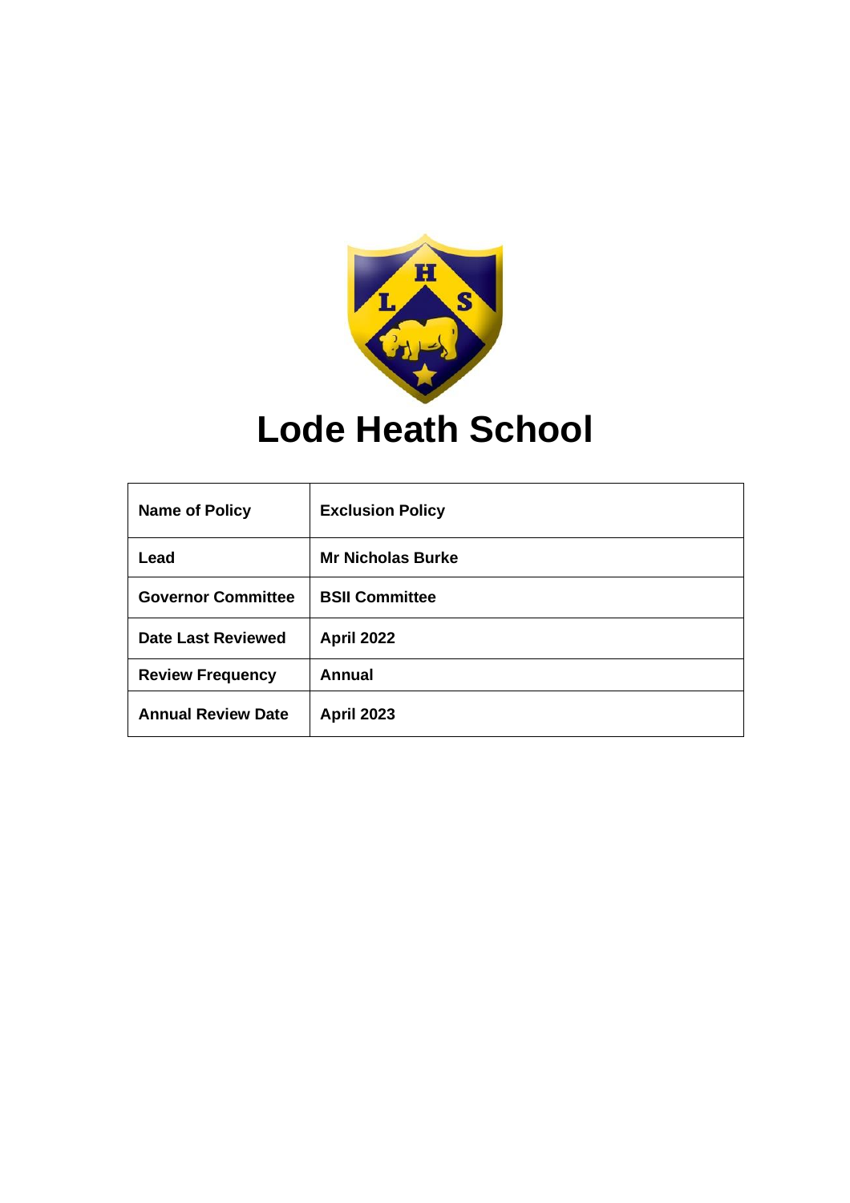# Lode Heath School

| Name of Policy | Exclusion Policy |
| --- | --- |
| Lead | Mr Nicholas Burke |
| Governor Committee | BSII Committee |
| Date Last Reviewed | April 2022 |
| Review Frequency | Annual |
| Annual Review Date | April 2023 |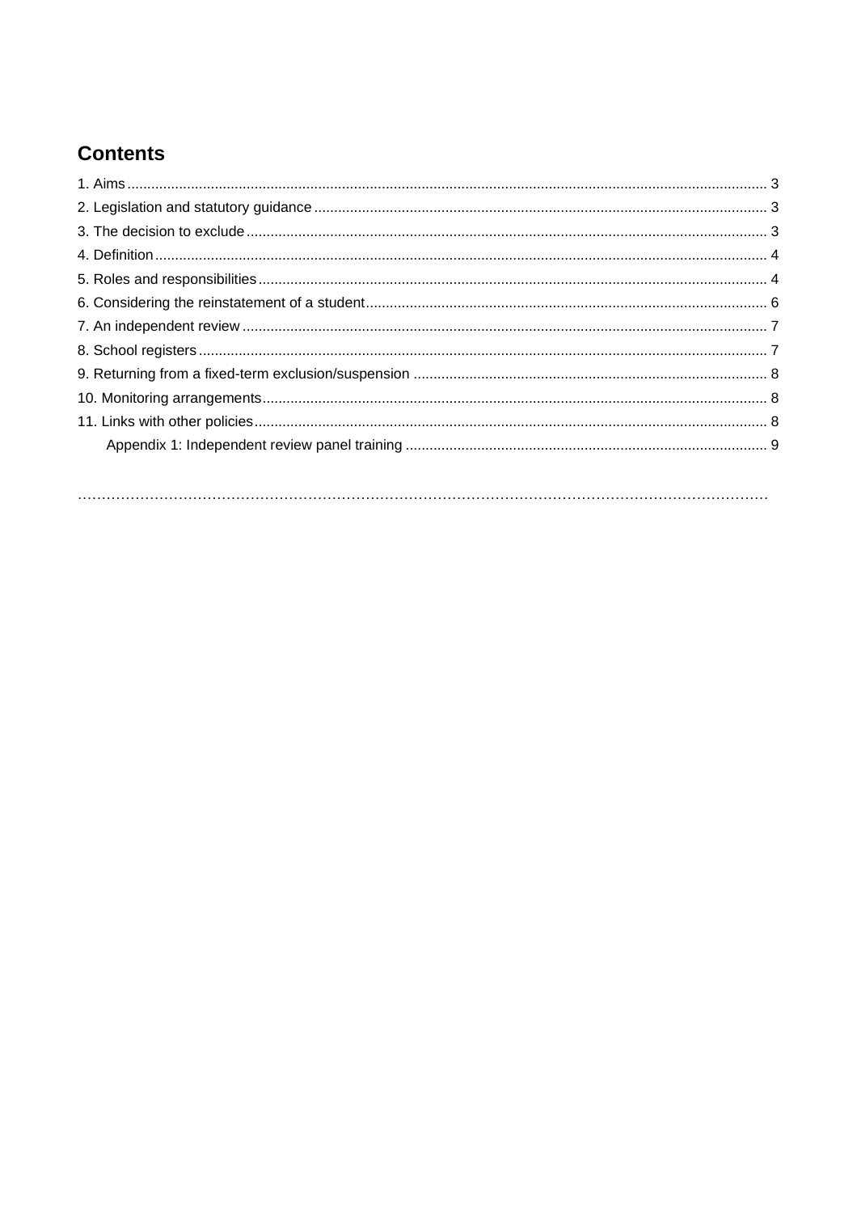# Contents

1. Aims ........................................................................................................................................................ 3
2. Legislation and statutory guidance ................................................................................................. 3
3. The decision to exclude .................................................................................................................. 3
4. Definition ......................................................................................................................................... 4
5. Roles and responsibilities ................................................................................................................ 4
6. Considering the reinstatement of a student ..................................................................................... 6
7. An independent review ................................................................................................................... 7
8. School registers .............................................................................................................................. 7
9. Returning from a fixed-term exclusion/suspension ......................................................................... 8
10. Monitoring arrangements ............................................................................................................... 8
11. Links with other policies ................................................................................................................. 8

    Appendix 1: Independent review panel training ........................................................................... 9

…………………………………………………………………………………………………………………………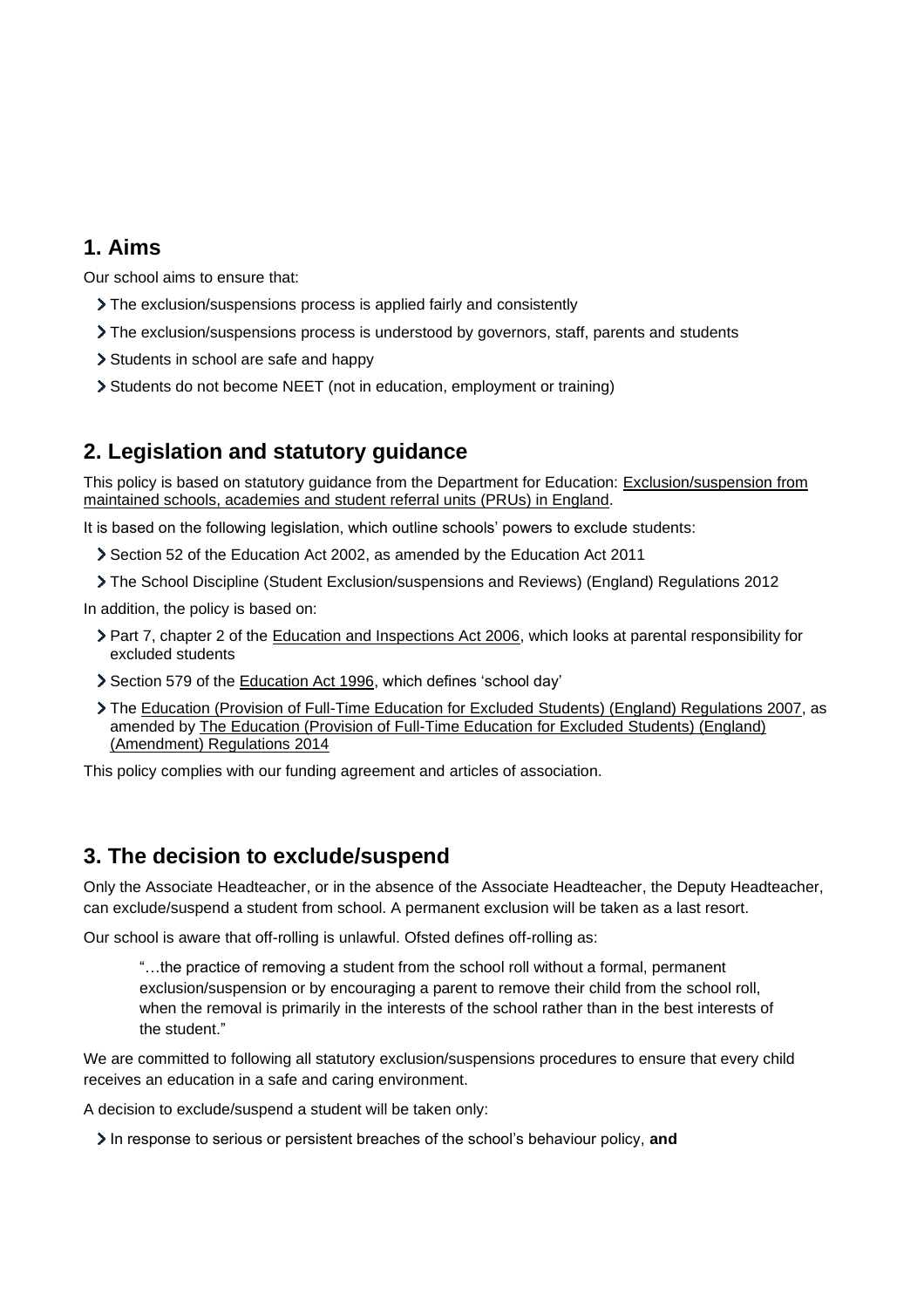## 1. Aims

Our school aims to ensure that:

- The exclusion/suspensions process is applied fairly and consistently
- The exclusion/suspensions process is understood by governors, staff, parents and students
- Students in school are safe and happy
- Students do not become NEET (not in education, employment or training)

## 2. Legislation and statutory guidance

This policy is based on statutory guidance from the Department for Education: Exclusion/suspension from maintained schools, academies and student referral units (PRUs) in England.

It is based on the following legislation, which outline schools' powers to exclude students:

- Section 52 of the Education Act 2002, as amended by the Education Act 2011
- The School Discipline (Student Exclusion/suspensions and Reviews) (England) Regulations 2012

In addition, the policy is based on:

- Part 7, chapter 2 of the Education and Inspections Act 2006, which looks at parental responsibility for excluded students
- Section 579 of the Education Act 1996, which defines 'school day'
- The Education (Provision of Full-Time Education for Excluded Students) (England) Regulations 2007, as amended by The Education (Provision of Full-Time Education for Excluded Students) (England) (Amendment) Regulations 2014

This policy complies with our funding agreement and articles of association.

## 3. The decision to exclude/suspend

Only the Associate Headteacher, or in the absence of the Associate Headteacher, the Deputy Headteacher, can exclude/suspend a student from school. A permanent exclusion will be taken as a last resort.

Our school is aware that off-rolling is unlawful. Ofsted defines off-rolling as:

> "…the practice of removing a student from the school roll without a formal, permanent exclusion/suspension or by encouraging a parent to remove their child from the school roll, when the removal is primarily in the interests of the school rather than in the best interests of the student."

We are committed to following all statutory exclusion/suspensions procedures to ensure that every child receives an education in a safe and caring environment.

A decision to exclude/suspend a student will be taken only:

- In response to serious or persistent breaches of the school's behaviour policy, **and**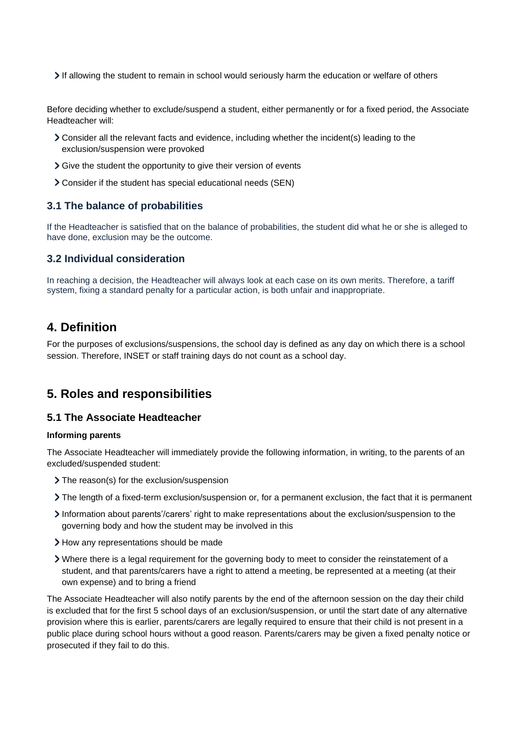- If allowing the student to remain in school would seriously harm the education or welfare of others

Before deciding whether to exclude/suspend a student, either permanently or for a fixed period, the Associate Headteacher will:

- Consider all the relevant facts and evidence, including whether the incident(s) leading to the exclusion/suspension were provoked
- Give the student the opportunity to give their version of events
- Consider if the student has special educational needs (SEN)

### 3.1 The balance of probabilities

If the Headteacher is satisfied that on the balance of probabilities, the student did what he or she is alleged to have done, exclusion may be the outcome.

### 3.2 Individual consideration

In reaching a decision, the Headteacher will always look at each case on its own merits. Therefore, a tariff system, fixing a standard penalty for a particular action, is both unfair and inappropriate.

## 4. Definition

For the purposes of exclusions/suspensions, the school day is defined as any day on which there is a school session. Therefore, INSET or staff training days do not count as a school day.

## 5. Roles and responsibilities

### 5.1 The Associate Headteacher

**Informing parents**

The Associate Headteacher will immediately provide the following information, in writing, to the parents of an excluded/suspended student:

- The reason(s) for the exclusion/suspension
- The length of a fixed-term exclusion/suspension or, for a permanent exclusion, the fact that it is permanent
- Information about parents'/carers' right to make representations about the exclusion/suspension to the governing body and how the student may be involved in this
- How any representations should be made
- Where there is a legal requirement for the governing body to meet to consider the reinstatement of a student, and that parents/carers have a right to attend a meeting, be represented at a meeting (at their own expense) and to bring a friend

The Associate Headteacher will also notify parents by the end of the afternoon session on the day their child is excluded that for the first 5 school days of an exclusion/suspension, or until the start date of any alternative provision where this is earlier, parents/carers are legally required to ensure that their child is not present in a public place during school hours without a good reason. Parents/carers may be given a fixed penalty notice or prosecuted if they fail to do this.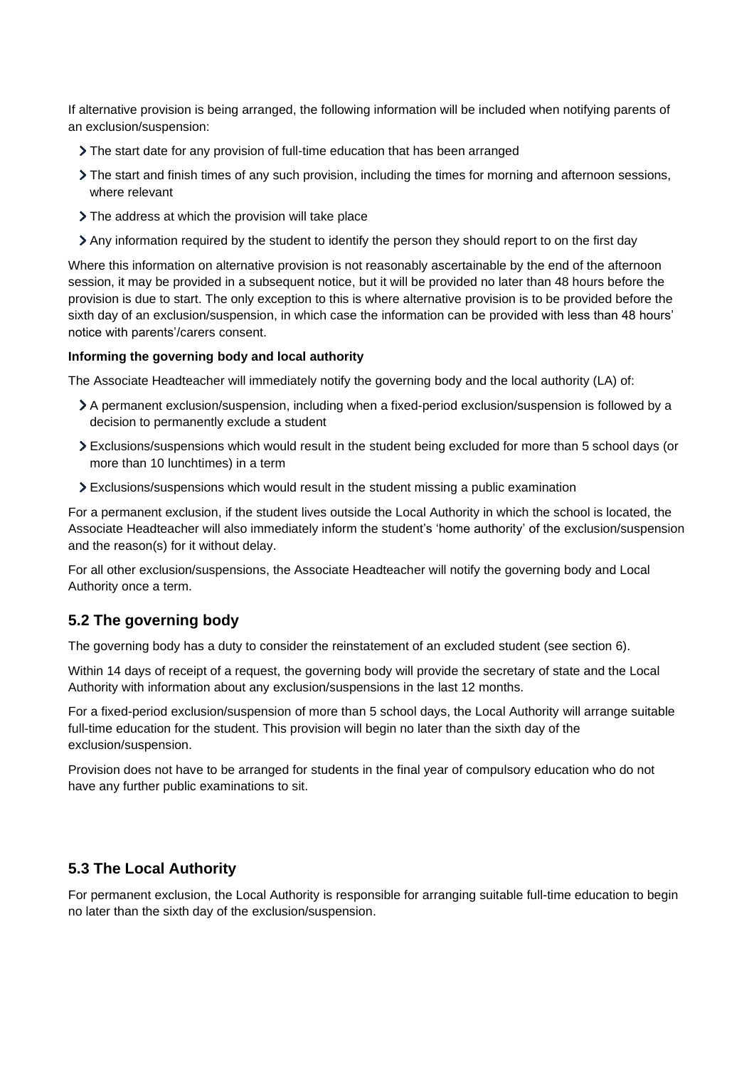If alternative provision is being arranged, the following information will be included when notifying parents of an exclusion/suspension:

- The start date for any provision of full-time education that has been arranged
- The start and finish times of any such provision, including the times for morning and afternoon sessions, where relevant
- The address at which the provision will take place
- Any information required by the student to identify the person they should report to on the first day

Where this information on alternative provision is not reasonably ascertainable by the end of the afternoon session, it may be provided in a subsequent notice, but it will be provided no later than 48 hours before the provision is due to start. The only exception to this is where alternative provision is to be provided before the sixth day of an exclusion/suspension, in which case the information can be provided with less than 48 hours' notice with parents'/carers consent.

**Informing the governing body and local authority**

The Associate Headteacher will immediately notify the governing body and the local authority (LA) of:

- A permanent exclusion/suspension, including when a fixed-period exclusion/suspension is followed by a decision to permanently exclude a student
- Exclusions/suspensions which would result in the student being excluded for more than 5 school days (or more than 10 lunchtimes) in a term
- Exclusions/suspensions which would result in the student missing a public examination

For a permanent exclusion, if the student lives outside the Local Authority in which the school is located, the Associate Headteacher will also immediately inform the student's 'home authority' of the exclusion/suspension and the reason(s) for it without delay.

For all other exclusion/suspensions, the Associate Headteacher will notify the governing body and Local Authority once a term.

## 5.2 The governing body

The governing body has a duty to consider the reinstatement of an excluded student (see section 6).

Within 14 days of receipt of a request, the governing body will provide the secretary of state and the Local Authority with information about any exclusion/suspensions in the last 12 months.

For a fixed-period exclusion/suspension of more than 5 school days, the Local Authority will arrange suitable full-time education for the student. This provision will begin no later than the sixth day of the exclusion/suspension.

Provision does not have to be arranged for students in the final year of compulsory education who do not have any further public examinations to sit.

## 5.3 The Local Authority

For permanent exclusion, the Local Authority is responsible for arranging suitable full-time education to begin no later than the sixth day of the exclusion/suspension.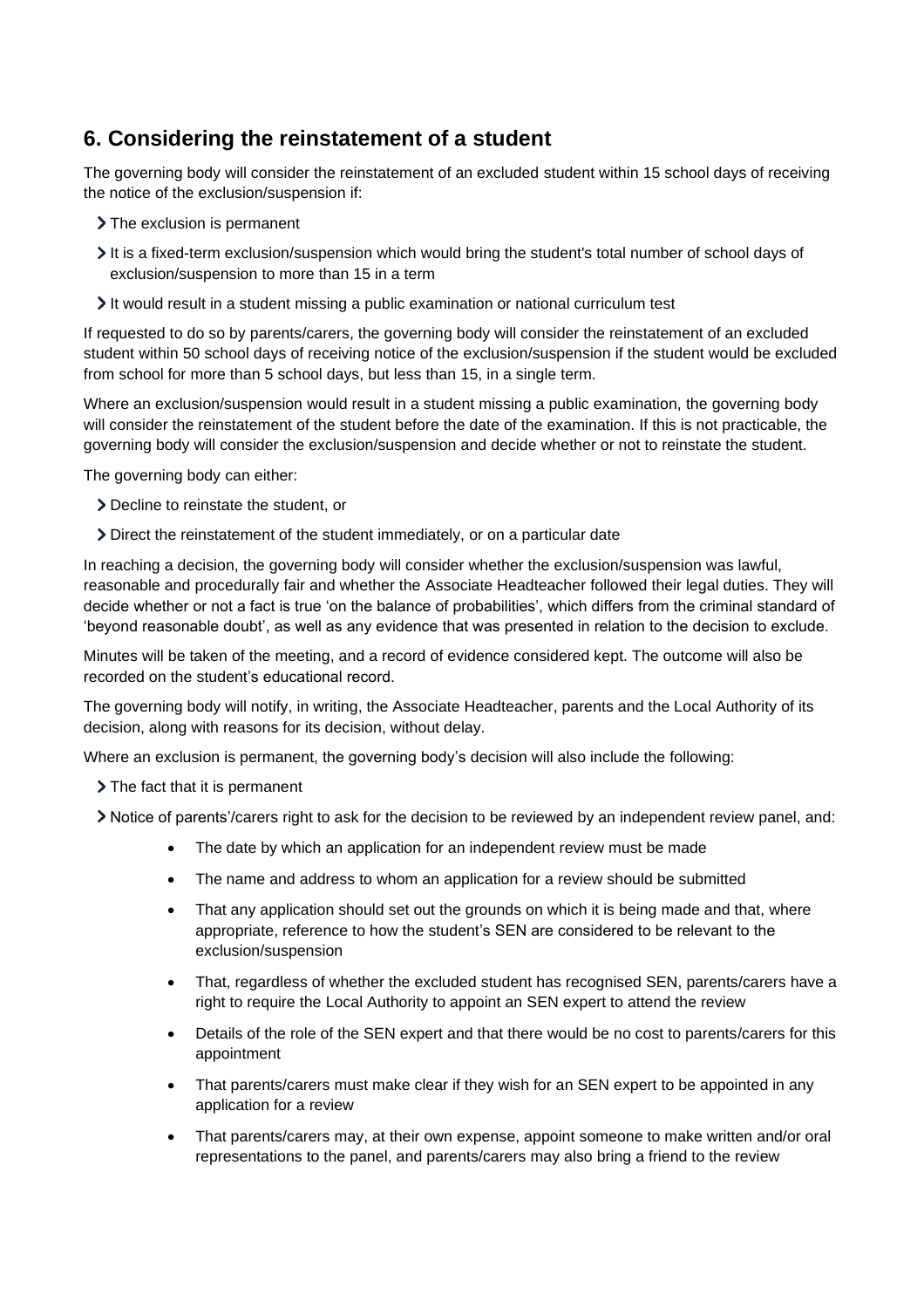## 6. Considering the reinstatement of a student

The governing body will consider the reinstatement of an excluded student within 15 school days of receiving the notice of the exclusion/suspension if:

- The exclusion is permanent
- It is a fixed-term exclusion/suspension which would bring the student's total number of school days of exclusion/suspension to more than 15 in a term
- It would result in a student missing a public examination or national curriculum test

If requested to do so by parents/carers, the governing body will consider the reinstatement of an excluded student within 50 school days of receiving notice of the exclusion/suspension if the student would be excluded from school for more than 5 school days, but less than 15, in a single term.

Where an exclusion/suspension would result in a student missing a public examination, the governing body will consider the reinstatement of the student before the date of the examination. If this is not practicable, the governing body will consider the exclusion/suspension and decide whether or not to reinstate the student.

The governing body can either:

- Decline to reinstate the student, or
- Direct the reinstatement of the student immediately, or on a particular date

In reaching a decision, the governing body will consider whether the exclusion/suspension was lawful, reasonable and procedurally fair and whether the Associate Headteacher followed their legal duties. They will decide whether or not a fact is true 'on the balance of probabilities', which differs from the criminal standard of 'beyond reasonable doubt', as well as any evidence that was presented in relation to the decision to exclude.

Minutes will be taken of the meeting, and a record of evidence considered kept. The outcome will also be recorded on the student's educational record.

The governing body will notify, in writing, the Associate Headteacher, parents and the Local Authority of its decision, along with reasons for its decision, without delay.

Where an exclusion is permanent, the governing body's decision will also include the following:

- The fact that it is permanent
- Notice of parents'/carers right to ask for the decision to be reviewed by an independent review panel, and:
    - The date by which an application for an independent review must be made
    - The name and address to whom an application for a review should be submitted
    - That any application should set out the grounds on which it is being made and that, where appropriate, reference to how the student's SEN are considered to be relevant to the exclusion/suspension
    - That, regardless of whether the excluded student has recognised SEN, parents/carers have a right to require the Local Authority to appoint an SEN expert to attend the review
    - Details of the role of the SEN expert and that there would be no cost to parents/carers for this appointment
    - That parents/carers must make clear if they wish for an SEN expert to be appointed in any application for a review
    - That parents/carers may, at their own expense, appoint someone to make written and/or oral representations to the panel, and parents/carers may also bring a friend to the review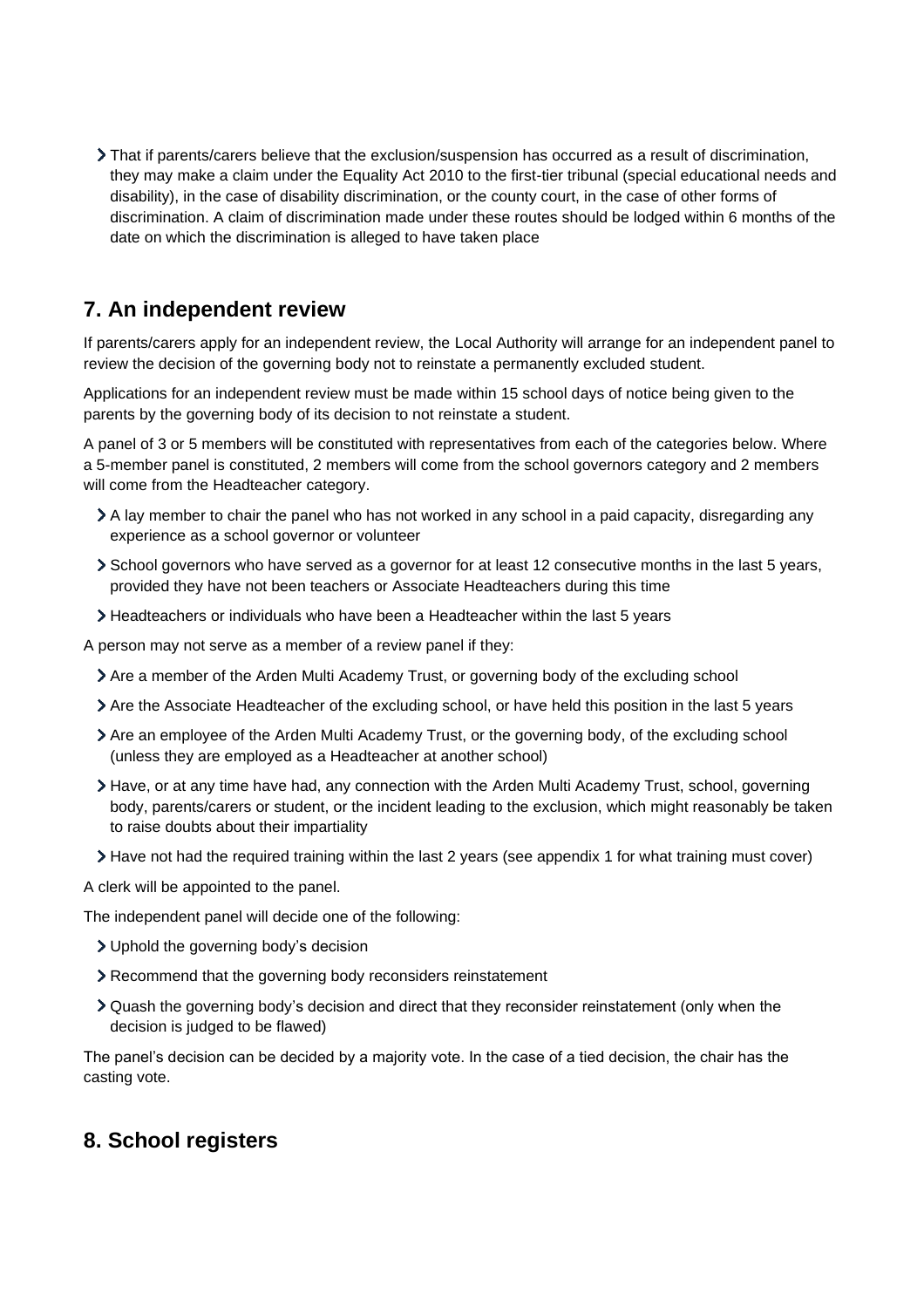- That if parents/carers believe that the exclusion/suspension has occurred as a result of discrimination, they may make a claim under the Equality Act 2010 to the first-tier tribunal (special educational needs and disability), in the case of disability discrimination, or the county court, in the case of other forms of discrimination. A claim of discrimination made under these routes should be lodged within 6 months of the date on which the discrimination is alleged to have taken place

## 7. An independent review

If parents/carers apply for an independent review, the Local Authority will arrange for an independent panel to review the decision of the governing body not to reinstate a permanently excluded student.

Applications for an independent review must be made within 15 school days of notice being given to the parents by the governing body of its decision to not reinstate a student.

A panel of 3 or 5 members will be constituted with representatives from each of the categories below. Where a 5-member panel is constituted, 2 members will come from the school governors category and 2 members will come from the Headteacher category.

- A lay member to chair the panel who has not worked in any school in a paid capacity, disregarding any experience as a school governor or volunteer
- School governors who have served as a governor for at least 12 consecutive months in the last 5 years, provided they have not been teachers or Associate Headteachers during this time
- Headteachers or individuals who have been a Headteacher within the last 5 years

A person may not serve as a member of a review panel if they:

- Are a member of the Arden Multi Academy Trust, or governing body of the excluding school
- Are the Associate Headteacher of the excluding school, or have held this position in the last 5 years
- Are an employee of the Arden Multi Academy Trust, or the governing body, of the excluding school (unless they are employed as a Headteacher at another school)
- Have, or at any time have had, any connection with the Arden Multi Academy Trust, school, governing body, parents/carers or student, or the incident leading to the exclusion, which might reasonably be taken to raise doubts about their impartiality
- Have not had the required training within the last 2 years (see appendix 1 for what training must cover)

A clerk will be appointed to the panel.

The independent panel will decide one of the following:

- Uphold the governing body's decision
- Recommend that the governing body reconsiders reinstatement
- Quash the governing body's decision and direct that they reconsider reinstatement (only when the decision is judged to be flawed)

The panel's decision can be decided by a majority vote. In the case of a tied decision, the chair has the casting vote.

## 8. School registers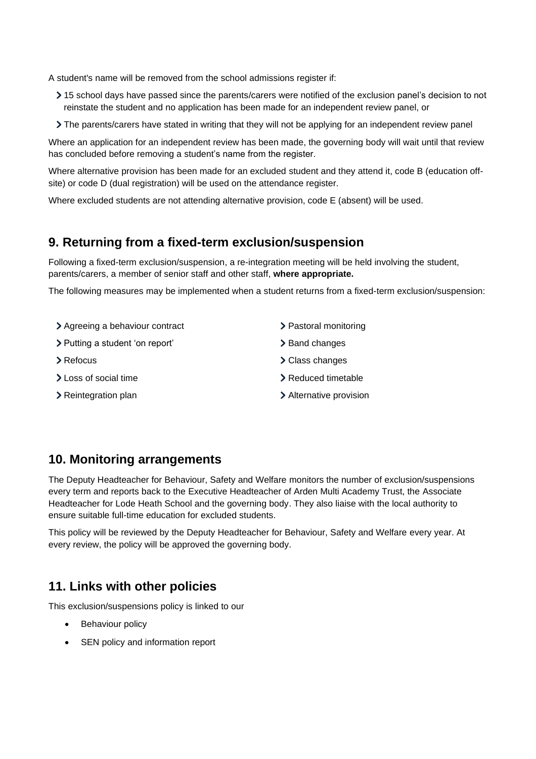A student's name will be removed from the school admissions register if:

- 15 school days have passed since the parents/carers were notified of the exclusion panel's decision to not reinstate the student and no application has been made for an independent review panel, or
- The parents/carers have stated in writing that they will not be applying for an independent review panel

Where an application for an independent review has been made, the governing body will wait until that review has concluded before removing a student's name from the register.

Where alternative provision has been made for an excluded student and they attend it, code B (education off-site) or code D (dual registration) will be used on the attendance register.

Where excluded students are not attending alternative provision, code E (absent) will be used.

## 9. Returning from a fixed-term exclusion/suspension

Following a fixed-term exclusion/suspension, a re-integration meeting will be held involving the student, parents/carers, a member of senior staff and other staff, **where appropriate.**

The following measures may be implemented when a student returns from a fixed-term exclusion/suspension:

- Agreeing a behaviour contract
- Putting a student 'on report'
- Refocus
- Loss of social time
- Reintegration plan
- Pastoral monitoring
- Band changes
- Class changes
- Reduced timetable
- Alternative provision

## 10. Monitoring arrangements

The Deputy Headteacher for Behaviour, Safety and Welfare monitors the number of exclusion/suspensions every term and reports back to the Executive Headteacher of Arden Multi Academy Trust, the Associate Headteacher for Lode Heath School and the governing body. They also liaise with the local authority to ensure suitable full-time education for excluded students.

This policy will be reviewed by the Deputy Headteacher for Behaviour, Safety and Welfare every year. At every review, the policy will be approved the governing body.

## 11. Links with other policies

This exclusion/suspensions policy is linked to our

- Behaviour policy
- SEN policy and information report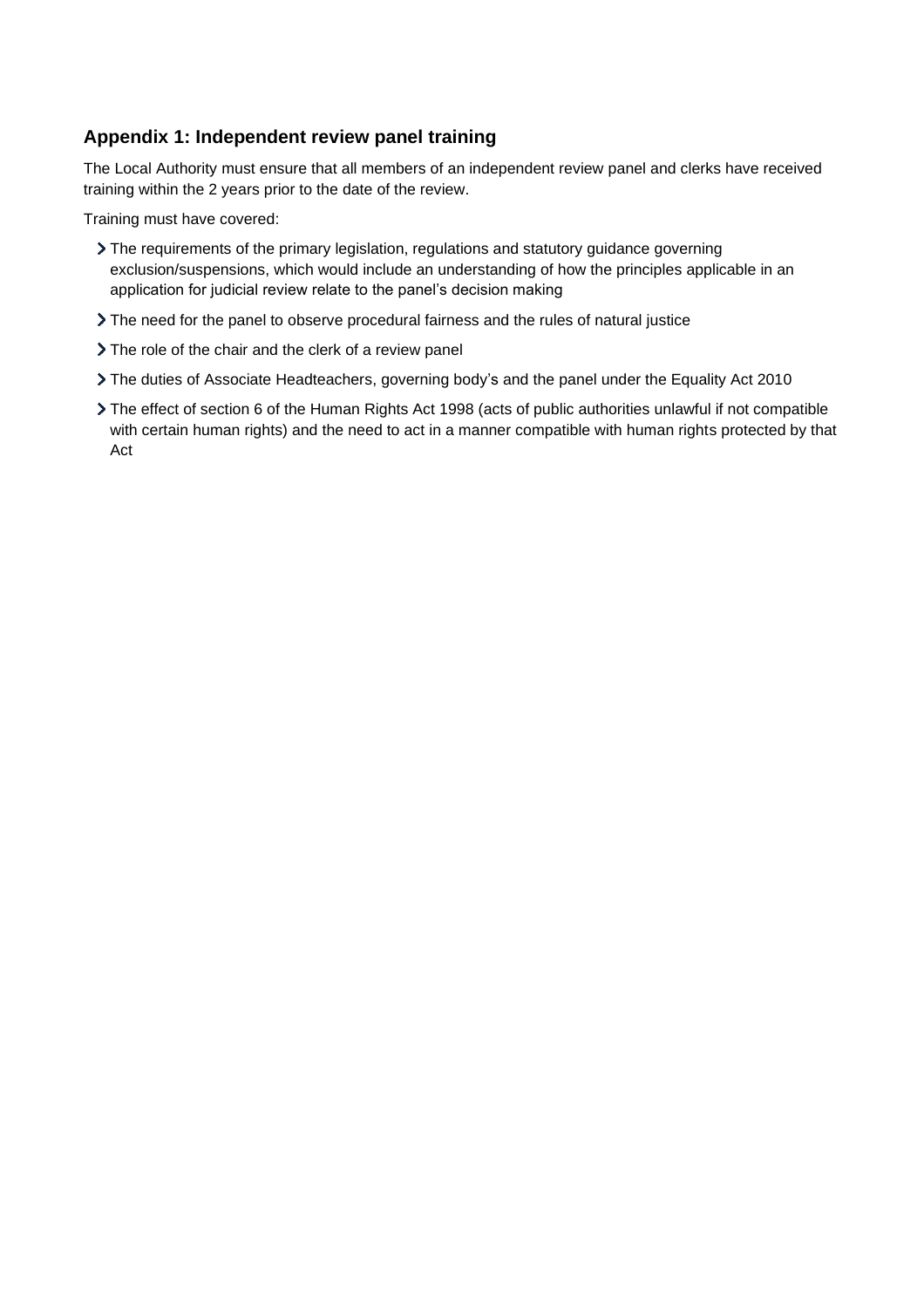## Appendix 1: Independent review panel training

The Local Authority must ensure that all members of an independent review panel and clerks have received training within the 2 years prior to the date of the review.

Training must have covered:

- The requirements of the primary legislation, regulations and statutory guidance governing exclusion/suspensions, which would include an understanding of how the principles applicable in an application for judicial review relate to the panel's decision making
- The need for the panel to observe procedural fairness and the rules of natural justice
- The role of the chair and the clerk of a review panel
- The duties of Associate Headteachers, governing body's and the panel under the Equality Act 2010
- The effect of section 6 of the Human Rights Act 1998 (acts of public authorities unlawful if not compatible with certain human rights) and the need to act in a manner compatible with human rights protected by that Act